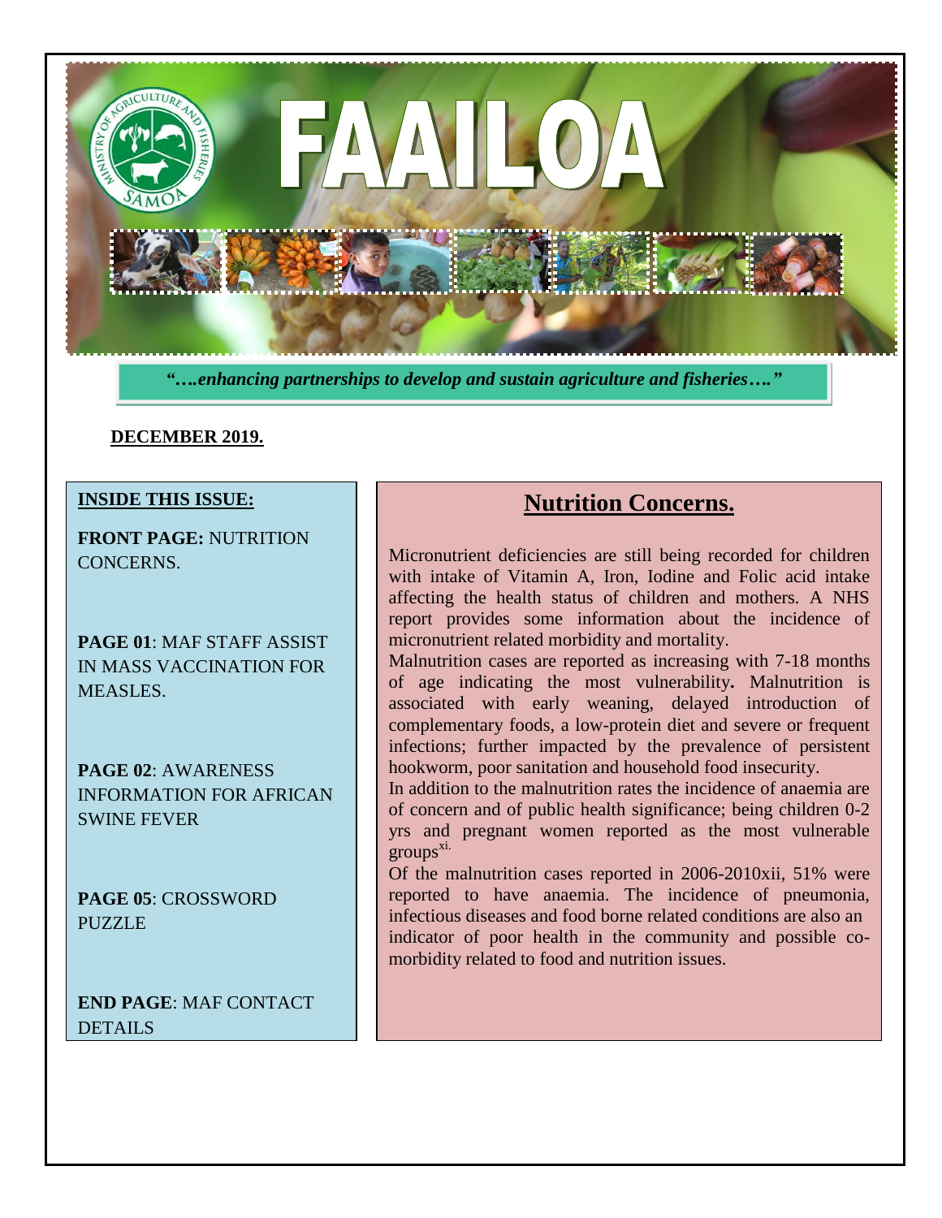# FAAILOA

*"….enhancing partnerships to develop and sustain agriculture and fisheries…."*

**DECEMBER 2019.**

**INSIDE THIS ISSUE:**

**FRONT PAGE:** NUTRITION CONCERNS.

**PAGE 01**: MAF STAFF ASSIST IN MASS VACCINATION FOR MEASLES.

**PAGE 02**: AWARENESS INFORMATION FOR AFRICAN SWINE FEVER

**PAGE 05**: CROSSWORD PUZZLE

**END PAGE**: MAF CONTACT DETAILS

## Nutrition Concerns.

Micronutrient deficiencies are still being recorded for children with intake of Vitamin A, Iron, Iodine and Folic acid intake affecting the health status of children and mothers. A NHS report provides some information about the incidence of micronutrient related morbidity and mortality.

Malnutrition cases are reported as increasing with 7-18 months of age indicating the most vulnerability**.** Malnutrition is associated with early weaning, delayed introduction of complementary foods, a low-protein diet and severe or frequent infections; further impacted by the prevalence of persistent hookworm, poor sanitation and household food insecurity.

In addition to the malnutrition rates the incidence of anaemia are of concern and of public health significance; being children 0-2 yrs and pregnant women reported as the most vulnerable groups[xi.]

Of the malnutrition cases reported in 2006-2010xii, 51% were reported to have anaemia. The incidence of pneumonia, infectious diseases and food borne related conditions are also an indicator of poor health in the community and possible co-morbidity related to food and nutrition issues.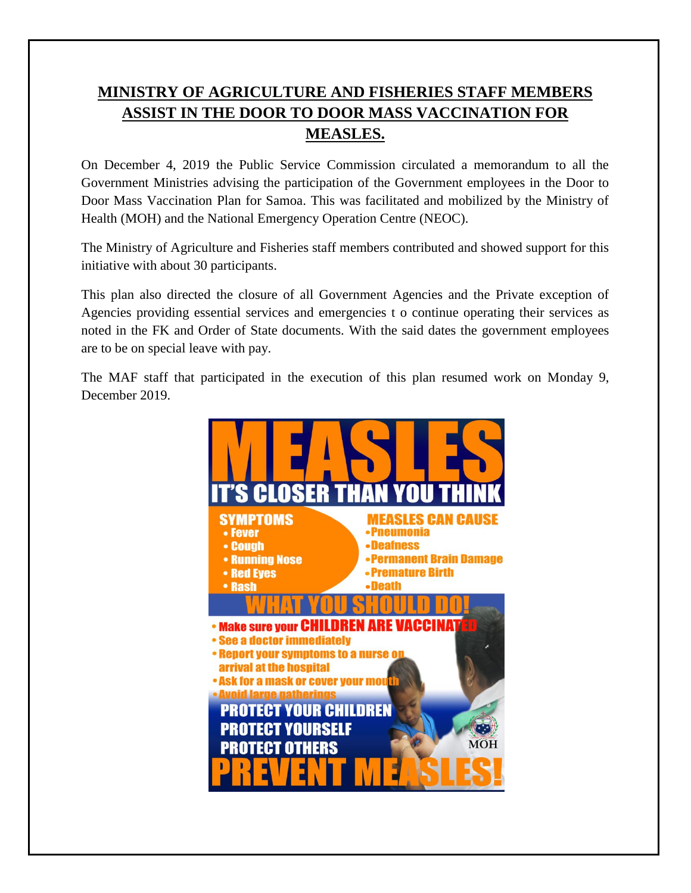# MINISTRY OF AGRICULTURE AND FISHERIES STAFF MEMBERS ASSIST IN THE DOOR TO DOOR MASS VACCINATION FOR MEASLES.

On December 4, 2019 the Public Service Commission circulated a memorandum to all the Government Ministries advising the participation of the Government employees in the Door to Door Mass Vaccination Plan for Samoa. This was facilitated and mobilized by the Ministry of Health (MOH) and the National Emergency Operation Centre (NEOC).

The Ministry of Agriculture and Fisheries staff members contributed and showed support for this initiative with about 30 participants.

This plan also directed the closure of all Government Agencies and the Private exception of Agencies providing essential services and emergencies t o continue operating their services as noted in the FK and Order of State documents. With the said dates the government employees are to be on special leave with pay.

The MAF staff that participated in the execution of this plan resumed work on Monday 9, December 2019.

MEASLES
IT'S CLOSER THAN YOU THINK

SYMPTOMS
- Fever
- Cough
- Running Nose
- Red Eyes
- Rash

MEASLES CAN CAUSE
- Pneumonia
- Deafness
- Permanent Brain Damage
- Premature Birth
- Death

WHAT YOU SHOULD DO!
- Make sure your CHILDREN ARE VACCINATED
- See a doctor immediately
- Report your symptoms to a nurse on arrival at the hospital
- Ask for a mask or cover your mouth
- Avoid large gatherings

PROTECT YOUR CHILDREN
PROTECT YOURSELF
PROTECT OTHERS

MOH

PREVENT MEASLES!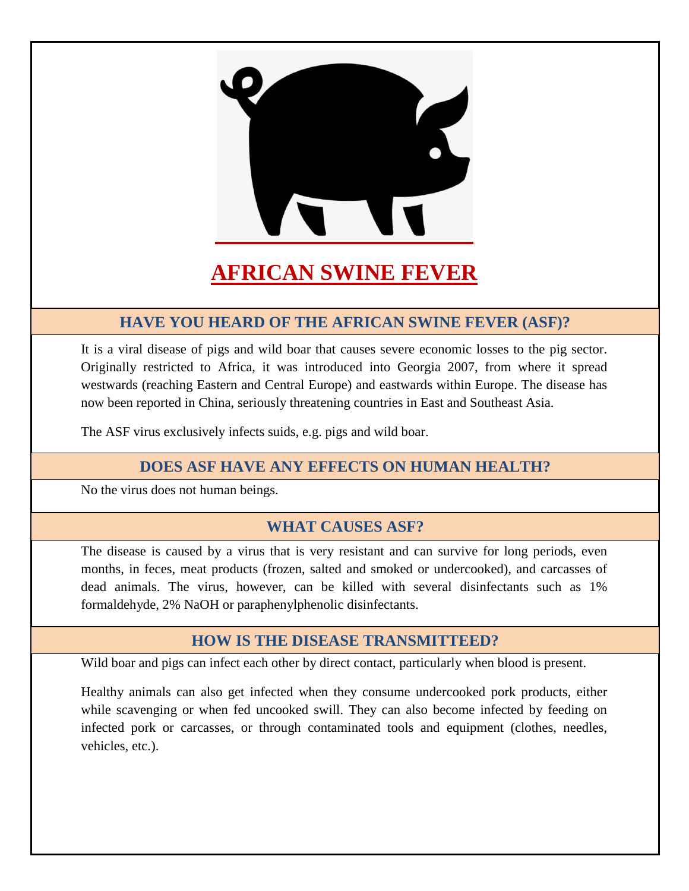# AFRICAN SWINE FEVER

## HAVE YOU HEARD OF THE AFRICAN SWINE FEVER (ASF)?

It is a viral disease of pigs and wild boar that causes severe economic losses to the pig sector. Originally restricted to Africa, it was introduced into Georgia 2007, from where it spread westwards (reaching Eastern and Central Europe) and eastwards within Europe. The disease has now been reported in China, seriously threatening countries in East and Southeast Asia.

The ASF virus exclusively infects suids, e.g. pigs and wild boar.

## DOES ASF HAVE ANY EFFECTS ON HUMAN HEALTH?

No the virus does not human beings.

## WHAT CAUSES ASF?

The disease is caused by a virus that is very resistant and can survive for long periods, even months, in feces, meat products (frozen, salted and smoked or undercooked), and carcasses of dead animals. The virus, however, can be killed with several disinfectants such as 1% formaldehyde, 2% NaOH or paraphenylphenolic disinfectants.

## HOW IS THE DISEASE TRANSMITTEED?

Wild boar and pigs can infect each other by direct contact, particularly when blood is present.

Healthy animals can also get infected when they consume undercooked pork products, either while scavenging or when fed uncooked swill. They can also become infected by feeding on infected pork or carcasses, or through contaminated tools and equipment (clothes, needles, vehicles, etc.).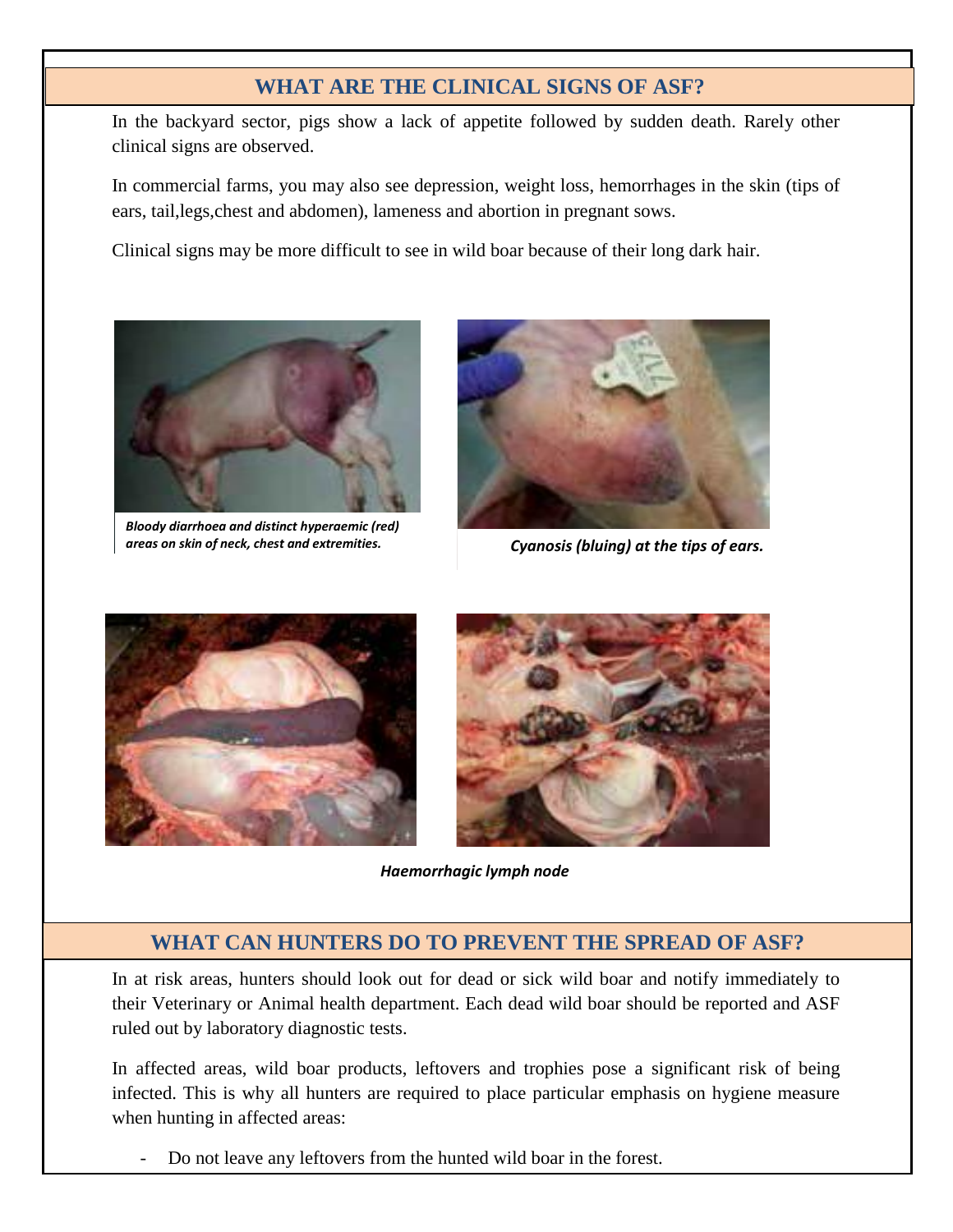## WHAT ARE THE CLINICAL SIGNS OF ASF?

In the backyard sector, pigs show a lack of appetite followed by sudden death. Rarely other clinical signs are observed.

In commercial farms, you may also see depression, weight loss, hemorrhages in the skin (tips of ears, tail,legs,chest and abdomen), lameness and abortion in pregnant sows.

Clinical signs may be more difficult to see in wild boar because of their long dark hair.

***Bloody diarrhoea and distinct hyperaemic (red) areas on skin of neck, chest and extremities.***

***Cyanosis (bluing) at the tips of ears.***

***Haemorrhagic lymph node***

## WHAT CAN HUNTERS DO TO PREVENT THE SPREAD OF ASF?

In at risk areas, hunters should look out for dead or sick wild boar and notify immediately to their Veterinary or Animal health department. Each dead wild boar should be reported and ASF ruled out by laboratory diagnostic tests.

In affected areas, wild boar products, leftovers and trophies pose a significant risk of being infected. This is why all hunters are required to place particular emphasis on hygiene measure when hunting in affected areas:

- Do not leave any leftovers from the hunted wild boar in the forest.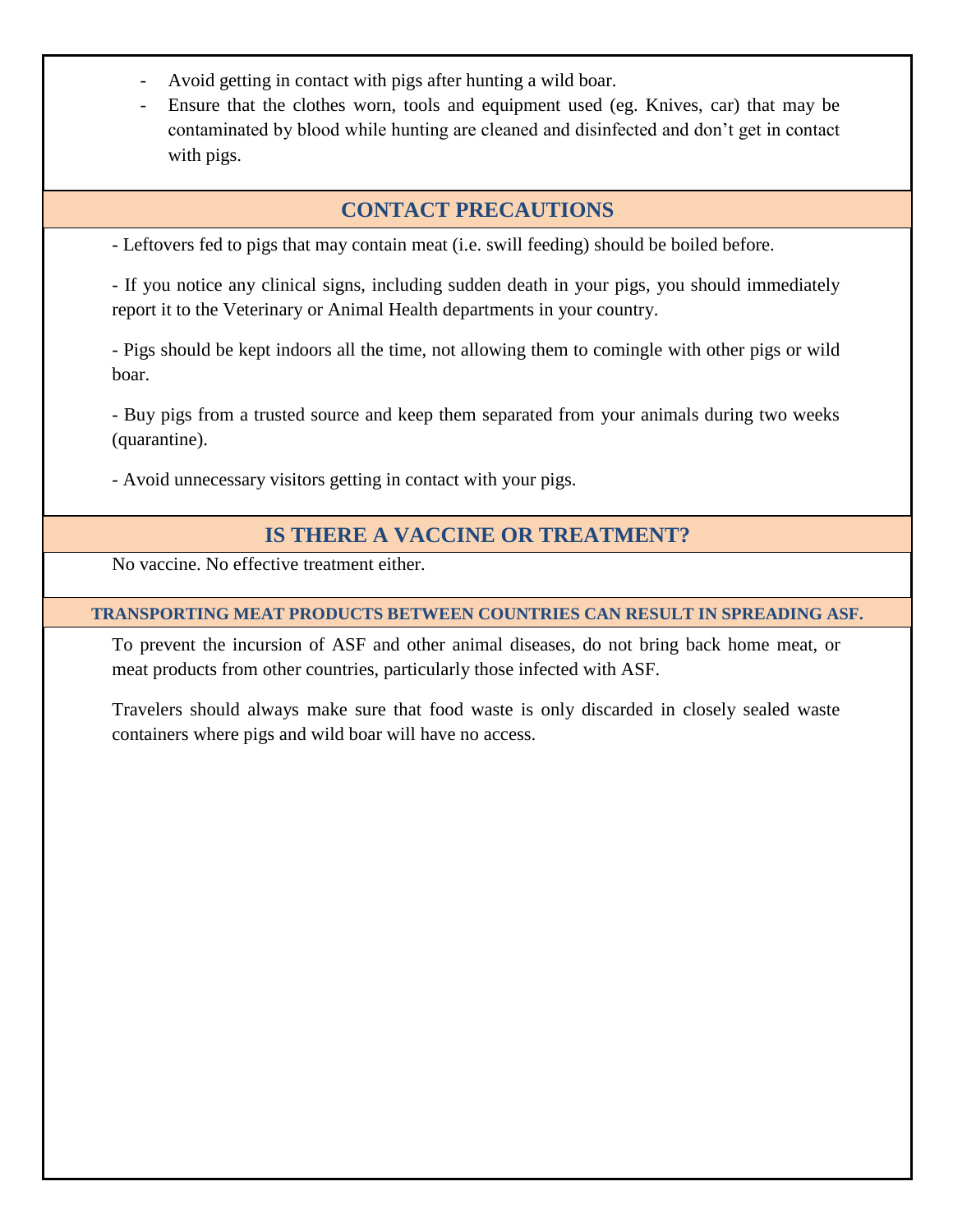- Avoid getting in contact with pigs after hunting a wild boar.
- Ensure that the clothes worn, tools and equipment used (eg. Knives, car) that may be contaminated by blood while hunting are cleaned and disinfected and don't get in contact with pigs.

## CONTACT PRECAUTIONS

- Leftovers fed to pigs that may contain meat (i.e. swill feeding) should be boiled before.

- If you notice any clinical signs, including sudden death in your pigs, you should immediately report it to the Veterinary or Animal Health departments in your country.

- Pigs should be kept indoors all the time, not allowing them to comingle with other pigs or wild boar.

- Buy pigs from a trusted source and keep them separated from your animals during two weeks (quarantine).

- Avoid unnecessary visitors getting in contact with your pigs.

## IS THERE A VACCINE OR TREATMENT?

No vaccine. No effective treatment either.

### TRANSPORTING MEAT PRODUCTS BETWEEN COUNTRIES CAN RESULT IN SPREADING ASF.

To prevent the incursion of ASF and other animal diseases, do not bring back home meat, or meat products from other countries, particularly those infected with ASF.

Travelers should always make sure that food waste is only discarded in closely sealed waste containers where pigs and wild boar will have no access.